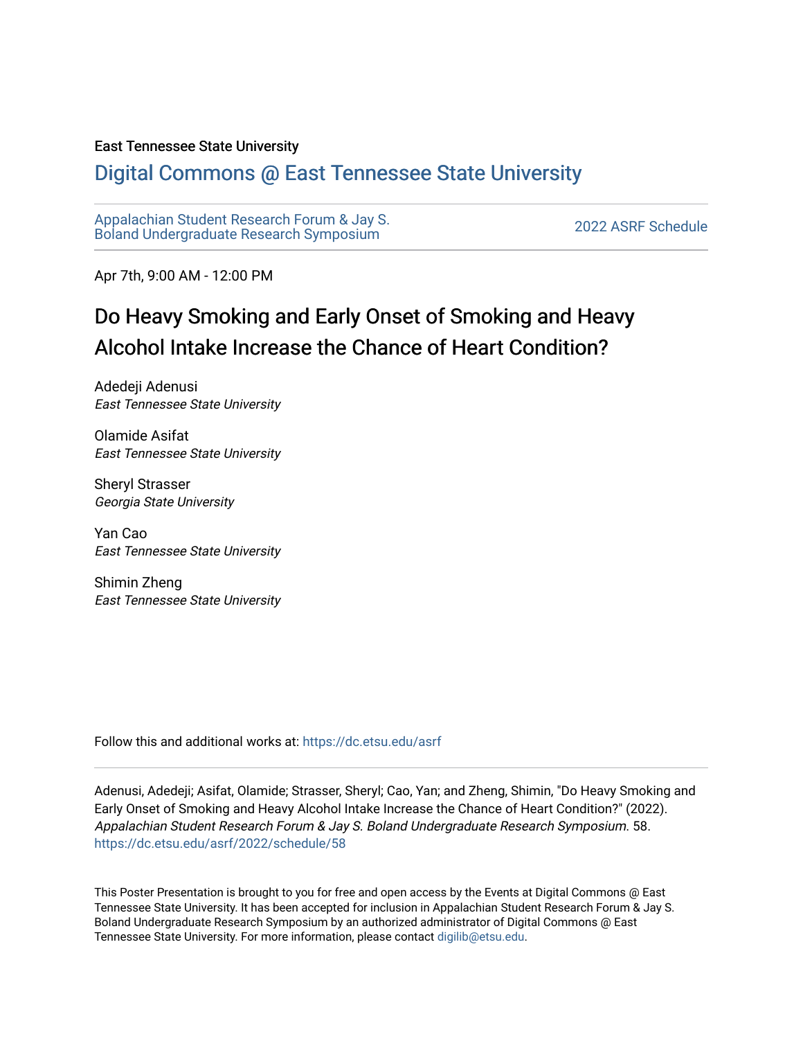East Tennessee State University

# Digital Commons @ East Tennessee State University

Appalachian Student Research Forum & Jay S. Boland Undergraduate Research Symposium

2022 ASRF Schedule

Apr 7th, 9:00 AM - 12:00 PM

## Do Heavy Smoking and Early Onset of Smoking and Heavy Alcohol Intake Increase the Chance of Heart Condition?

Adedeji Adenusi
*East Tennessee State University*

Olamide Asifat
*East Tennessee State University*

Sheryl Strasser
*Georgia State University*

Yan Cao
*East Tennessee State University*

Shimin Zheng
*East Tennessee State University*

Follow this and additional works at: https://dc.etsu.edu/asrf

Adenusi, Adedeji; Asifat, Olamide; Strasser, Sheryl; Cao, Yan; and Zheng, Shimin, "Do Heavy Smoking and Early Onset of Smoking and Heavy Alcohol Intake Increase the Chance of Heart Condition?" (2022). *Appalachian Student Research Forum & Jay S. Boland Undergraduate Research Symposium*. 58. https://dc.etsu.edu/asrf/2022/schedule/58

This Poster Presentation is brought to you for free and open access by the Events at Digital Commons @ East Tennessee State University. It has been accepted for inclusion in Appalachian Student Research Forum & Jay S. Boland Undergraduate Research Symposium by an authorized administrator of Digital Commons @ East Tennessee State University. For more information, please contact digilib@etsu.edu.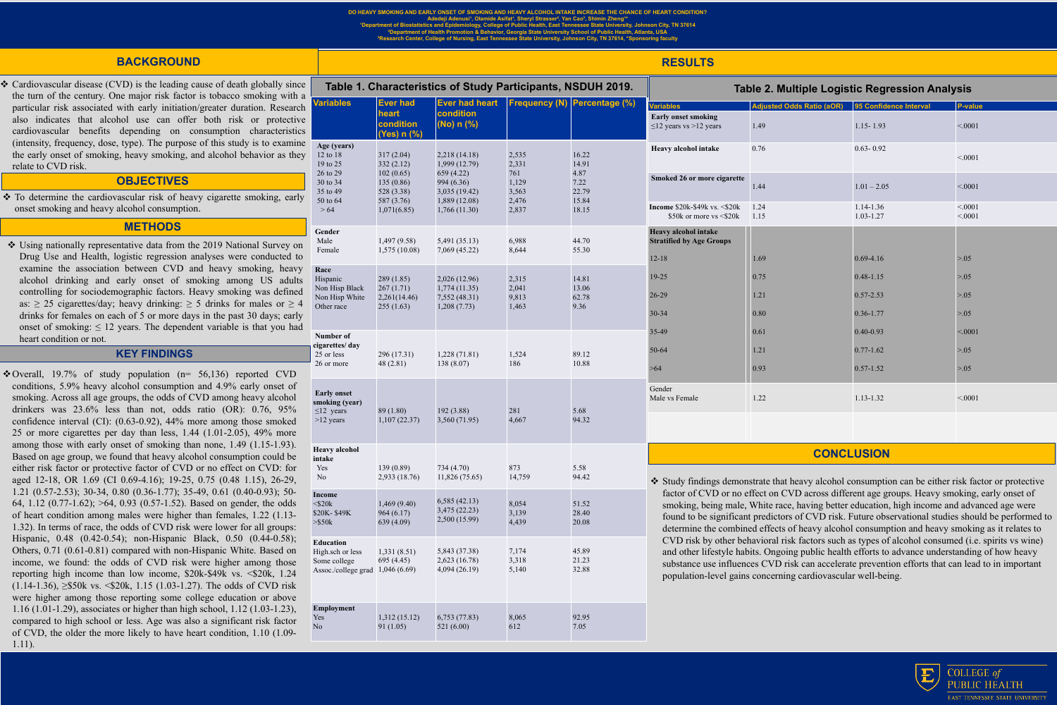# DO HEAVY SMOKING AND EARLY ONSET OF SMOKING AND HEAVY ALCOHOL INTAKE INCREASE THE CHANCE OF HEART CONDITION?

Adedeji Adenusi[1], Olamide Asifat[1], Sheryl Strasser[2], Yan Cao[3], Shimin Zheng[1*]

[1]Department of Biostatistics and Epidemiology, College of Public Health, East Tennessee State University, Johnson City, TN 37614
[2]Department of Health Promotion & Behavior, Georgia State University School of Public Health, Atlanta, GA
[3]Research Center, College of Nursing, East Tennessee State University, Johnson City, TN 37614, *Sponsoring faculty

## BACKGROUND

- Cardiovascular disease (CVD) is the leading cause of death globally since the turn of the century. One major risk factor is tobacco smoking with a particular risk associated with early initiation/greater duration. Research also indicates that alcohol use can offer both risk or protective cardiovascular benefits depending on consumption characteristics (intensity, frequency, dose, type). The purpose of this study is to examine the early onset of smoking, heavy smoking, and alcohol behavior as they relate to CVD risk.

## OBJECTIVES

- To determine the cardiovascular risk of heavy cigarette smoking, early onset smoking and heavy alcohol consumption.

## METHODS

- Using nationally representative data from the 2019 National Survey on Drug Use and Health, logistic regression analyses were conducted to examine the association between CVD and heavy smoking, heavy alcohol drinking and early onset of smoking among US adults controlling for sociodemographic factors. Heavy smoking was defined as: ≥ 25 cigarettes/day; heavy drinking: ≥ 5 drinks for males or ≥ 4 drinks for females on each of 5 or more days in the past 30 days; early onset of smoking: ≤ 12 years. The dependent variable is that you had heart condition or not.

## KEY FINDINGS

- Overall, 19.7% of study population (n= 56,136) reported CVD conditions, 5.9% heavy alcohol consumption and 4.9% early onset of smoking. Across all age groups, the odds of CVD among heavy alcohol drinkers was 23.6% less than not, odds ratio (OR): 0.76, 95% confidence interval (CI): (0.63-0.92), 44% more among those smoked 25 or more cigarettes per day than less, 1.44 (1.01-2.05), 49% more among those with early onset of smoking than none, 1.49 (1.15-1.93). Based on age group, we found that heavy alcohol consumption could be either risk factor or protective factor of CVD or no effect on CVD: for aged 12-18, OR 1.69 (CI 0.69-4.16); 19-25, 0.75 (0.48 1.15), 26-29, 1.21 (0.57-2.53); 30-34, 0.80 (0.36-1.77); 35-49, 0.61 (0.40-0.93); 50-64, 1.12 (0.77-1.62); >64, 0.93 (0.57-1.52). Based on gender, the odds of heart condition among males were higher than females, 1.22 (1.13-1.32). In terms of race, the odds of CVD risk were lower for all groups: Hispanic, 0.48 (0.42-0.54); non-Hispanic Black, 0.50 (0.44-0.58); Others, 0.71 (0.61-0.81) compared with non-Hispanic White. Based on income, we found: the odds of CVD risk were higher among those reporting high income than low income, $20k-$49k vs. <$20k, 1.24 (1.14-1.36), ≥$50k vs. <$20k, 1.15 (1.03-1.27). The odds of CVD risk were higher among those reporting some college education or more 1.16 (1.01-1.29), associates or higher than high school, 1.12 (1.03-1.23), compared to high school or less. Age was also a significant risk factor of CVD, the older the more likely to have heart condition, 1.10 (1.09-1.11).

## RESULTS

### Table 1. Characteristics of Study Participants, NSDUH 2019.

| Variables | Ever had heart condition (Yes) n (%) | Ever had heart condition (No) n (%) | Frequency (N) | Percentage (%) |
|---|---|---|---|---|
| **Age (years)** | | | | |
| 12 to 18 | 317 (2.04) | 2,218 (14.18) | 2,535 | 16.22 |
| 19 to 25 | 332 (2.12) | 1,999 (12.79) | 2,331 | 14.91 |
| 26 to 29 | 102 (0.65) | 659 (4.22) | 761 | 4.87 |
| 30 to 34 | 135 (0.86) | 994 (6.36) | 1,129 | 7.22 |
| 35 to 49 | 528 (3.38) | 3,035 (19.42) | 3,563 | 22.79 |
| 50 to 64 | 587 (3.76) | 1,889 (12.08) | 2,476 | 15.84 |
| > 64 | 1,071(6.85) | 1,766 (11.30) | 2,837 | 18.15 |
| **Gender** | | | | |
| Male | 1,497 (9.58) | 5,491 (35.13) | 6,988 | 44.70 |
| Female | 1,575 (10.08) | 7,069 (45.22) | 8,644 | 55.30 |
| **Race** | | | | |
| Hispanic | 289 (1.85) | 2,026 (12.96) | 2,315 | 14.81 |
| Non Hisp Black | 267 (1.71) | 1,774 (11.35) | 2,041 | 13.06 |
| Non Hisp White | 2,261(14.46) | 7,552 (48.31) | 9,813 | 62.78 |
| Other race | 255 (1.63) | 1,208 (7.73) | 1,463 | 9.36 |
| **Number of cigarettes/ day** | | | | |
| 25 or less | 296 (17.31) | 1,228 (71.81) | 1,524 | 89.12 |
| 26 or more | 48 (2.81) | 138 (8.07) | 186 | 10.88 |
| **Early onset smoking (year)** | | | | |
| ≤12 years | 89 (1.80) | 192 (3.88) | 281 | 5.68 |
| >12 years | 1,107 (22.37) | 3,560 (71.95) | 4,667 | 94.32 |
| **Heavy alcohol intake** | | | | |
| Yes | 139 (0.89) | 734 (4.70) | 873 | 5.58 |
| No | 2,933 (18.76) | 11,826 (75.65) | 14,759 | 94.42 |
| **Income** | | | | |
| <$20k | 1,469 (9.40) | 6,585 (42.13) | 8,054 | 51.52 |
| $20K- $49K | 964 (6.17) | 3,475 (22.23) | 3,139 | 28.40 |
| >$50k | 639 (4.09) | 2,500 (15.99) | 4,439 | 20.08 |
| **Education** | | | | |
| High.sch or less | 1,331 (8.51) | 5,843 (37.38) | 7,174 | 45.89 |
| Some college | 695 (4.45) | 2,623 (16.78) | 3,318 | 21.23 |
| Assoc./college grad | 1,046 (6.69) | 4,094 (26.19) | 5,140 | 32.88 |
| **Employment** | | | | |
| Yes | 1,312 (15.12) | 6,753 (77.83) | 8,065 | 92.95 |
| No | 91 (1.05) | 521 (6.00) | 612 | 7.05 |

### Table 2. Multiple Logistic Regression Analysis

| Variables | Adjusted Odds Ratio (aOR) | 95 Confidence Interval | P-value |
|---|---|---|---|
| **Early onset smoking** ≤12 years vs >12 years | 1.49 | 1.15- 1.93 | <.0001 |
| **Heavy alcohol intake** | 0.76 | 0.63- 0.92 | <.0001 |
| **Smoked 26 or more cigarette** | 1.44 | 1.01 – 2.05 | <.0001 |
| **Income** $20k-$49k vs. <$20k | 1.24 | 1.14-1.36 | <.0001 |
| $50k or more vs <$20k | 1.15 | 1.03-1.27 | <.0001 |
| **Heavy alcohol intake Stratified by Age Groups** | | | |
| 12-18 | 1.69 | 0.69-4.16 | >.05 |
| 19-25 | 0.75 | 0.48-1.15 | >.05 |
| 26-29 | 1.21 | 0.57-2.53 | >.05 |
| 30-34 | 0.80 | 0.36-1.77 | >.05 |
| 35-49 | 0.61 | 0.40-0.93 | <.0001 |
| 50-64 | 1.21 | 0.77-1.62 | >.05 |
| >64 | 0.93 | 0.57-1.52 | >.05 |
| Gender Male vs Female | 1.22 | 1.13-1.32 | <.0001 |

## CONCLUSION

- Study findings demonstrate that heavy alcohol consumption can be either risk factor or protective factor of CVD or no effect on CVD across different age groups. Heavy smoking, early onset of smoking, being male, White race, having better education, high income and advanced age were found to be significant predictors of CVD risk. Future observational studies should be performed to determine the combined effects of heavy alcohol consumption and heavy smoking as it relates to CVD risk by other behavioral risk factors such as types of alcohol consumed (i.e. spirits vs wine) and other lifestyle habits. Ongoing public health efforts to advance understanding of how heavy substance use influences CVD risk can accelerate prevention efforts that can lead to in important population-level gains concerning cardiovascular well-being.

COLLEGE of PUBLIC HEALTH
EAST TENNESSEE STATE UNIVERSITY